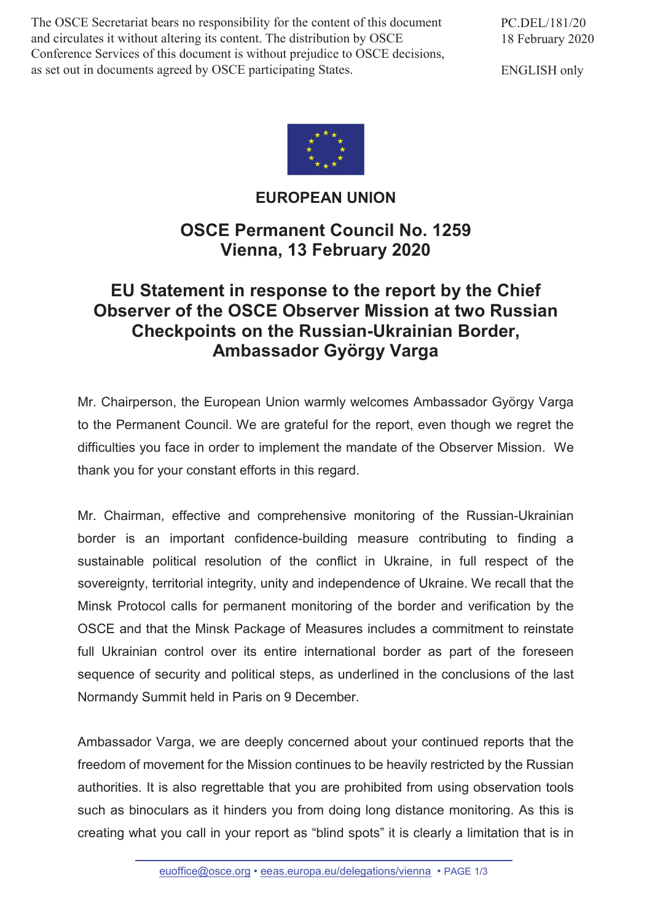The OSCE Secretariat bears no responsibility for the content of this document and circulates it without altering its content. The distribution by OSCE Conference Services of this document is without prejudice to OSCE decisions, as set out in documents agreed by OSCE participating States.

PC.DEL/181/20
18 February 2020

ENGLISH only

**EUROPEAN UNION**

## OSCE Permanent Council No. 1259
## Vienna, 13 February 2020

# EU Statement in response to the report by the Chief Observer of the OSCE Observer Mission at two Russian Checkpoints on the Russian-Ukrainian Border, Ambassador György Varga

Mr. Chairperson, the European Union warmly welcomes Ambassador György Varga to the Permanent Council. We are grateful for the report, even though we regret the difficulties you face in order to implement the mandate of the Observer Mission. We thank you for your constant efforts in this regard.

Mr. Chairman, effective and comprehensive monitoring of the Russian-Ukrainian border is an important confidence-building measure contributing to finding a sustainable political resolution of the conflict in Ukraine, in full respect of the sovereignty, territorial integrity, unity and independence of Ukraine. We recall that the Minsk Protocol calls for permanent monitoring of the border and verification by the OSCE and that the Minsk Package of Measures includes a commitment to reinstate full Ukrainian control over its entire international border as part of the foreseen sequence of security and political steps, as underlined in the conclusions of the last Normandy Summit held in Paris on 9 December.

Ambassador Varga, we are deeply concerned about your continued reports that the freedom of movement for the Mission continues to be heavily restricted by the Russian authorities. It is also regrettable that you are prohibited from using observation tools such as binoculars as it hinders you from doing long distance monitoring. As this is creating what you call in your report as "blind spots" it is clearly a limitation that is in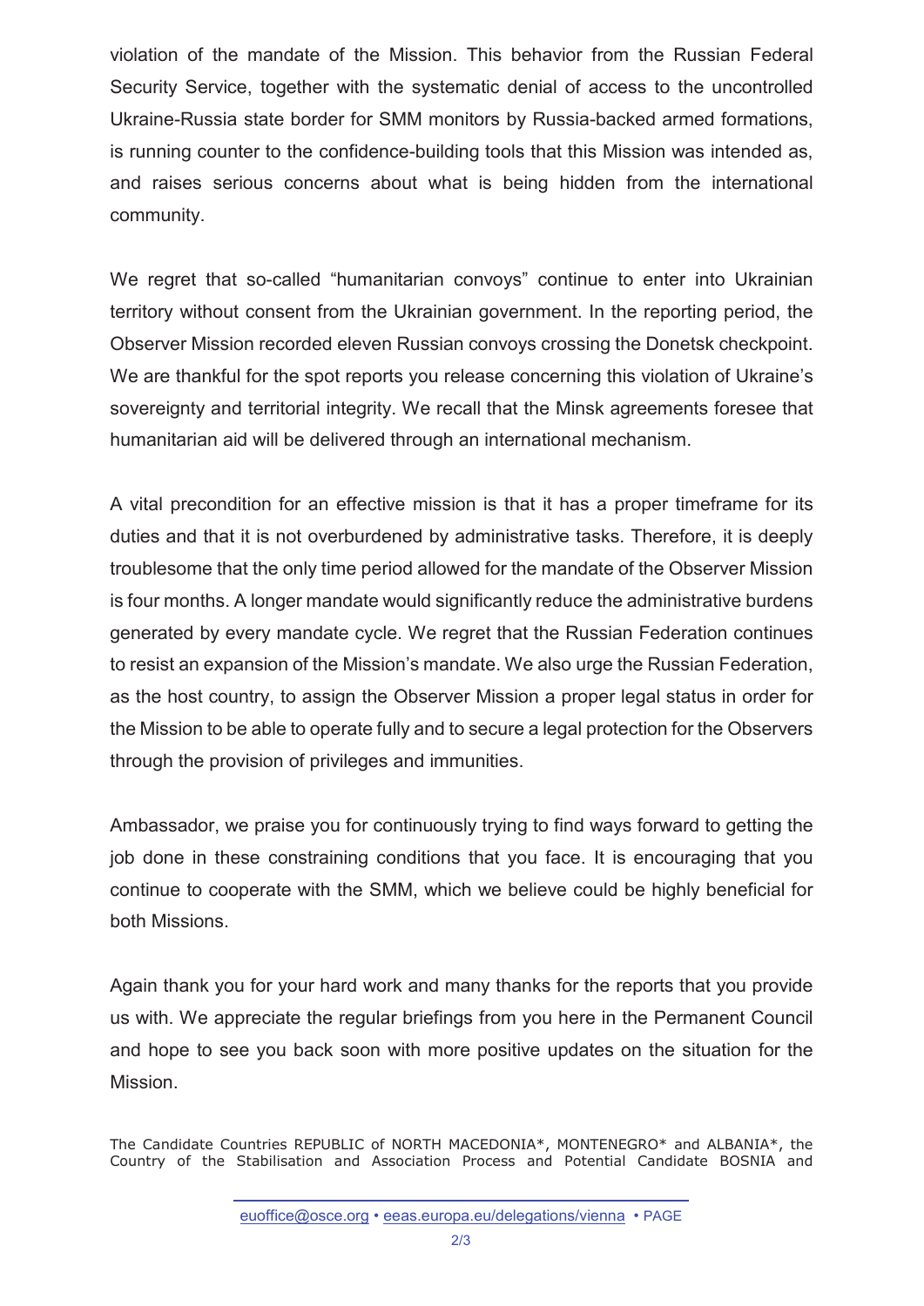violation of the mandate of the Mission. This behavior from the Russian Federal Security Service, together with the systematic denial of access to the uncontrolled Ukraine-Russia state border for SMM monitors by Russia-backed armed formations, is running counter to the confidence-building tools that this Mission was intended as, and raises serious concerns about what is being hidden from the international community.

We regret that so-called "humanitarian convoys" continue to enter into Ukrainian territory without consent from the Ukrainian government. In the reporting period, the Observer Mission recorded eleven Russian convoys crossing the Donetsk checkpoint. We are thankful for the spot reports you release concerning this violation of Ukraine's sovereignty and territorial integrity. We recall that the Minsk agreements foresee that humanitarian aid will be delivered through an international mechanism.

A vital precondition for an effective mission is that it has a proper timeframe for its duties and that it is not overburdened by administrative tasks. Therefore, it is deeply troublesome that the only time period allowed for the mandate of the Observer Mission is four months. A longer mandate would significantly reduce the administrative burdens generated by every mandate cycle. We regret that the Russian Federation continues to resist an expansion of the Mission's mandate. We also urge the Russian Federation, as the host country, to assign the Observer Mission a proper legal status in order for the Mission to be able to operate fully and to secure a legal protection for the Observers through the provision of privileges and immunities.

Ambassador, we praise you for continuously trying to find ways forward to getting the job done in these constraining conditions that you face. It is encouraging that you continue to cooperate with the SMM, which we believe could be highly beneficial for both Missions.

Again thank you for your hard work and many thanks for the reports that you provide us with. We appreciate the regular briefings from you here in the Permanent Council and hope to see you back soon with more positive updates on the situation for the Mission.

The Candidate Countries REPUBLIC of NORTH MACEDONIA*, MONTENEGRO* and ALBANIA*, the Country of the Stabilisation and Association Process and Potential Candidate BOSNIA and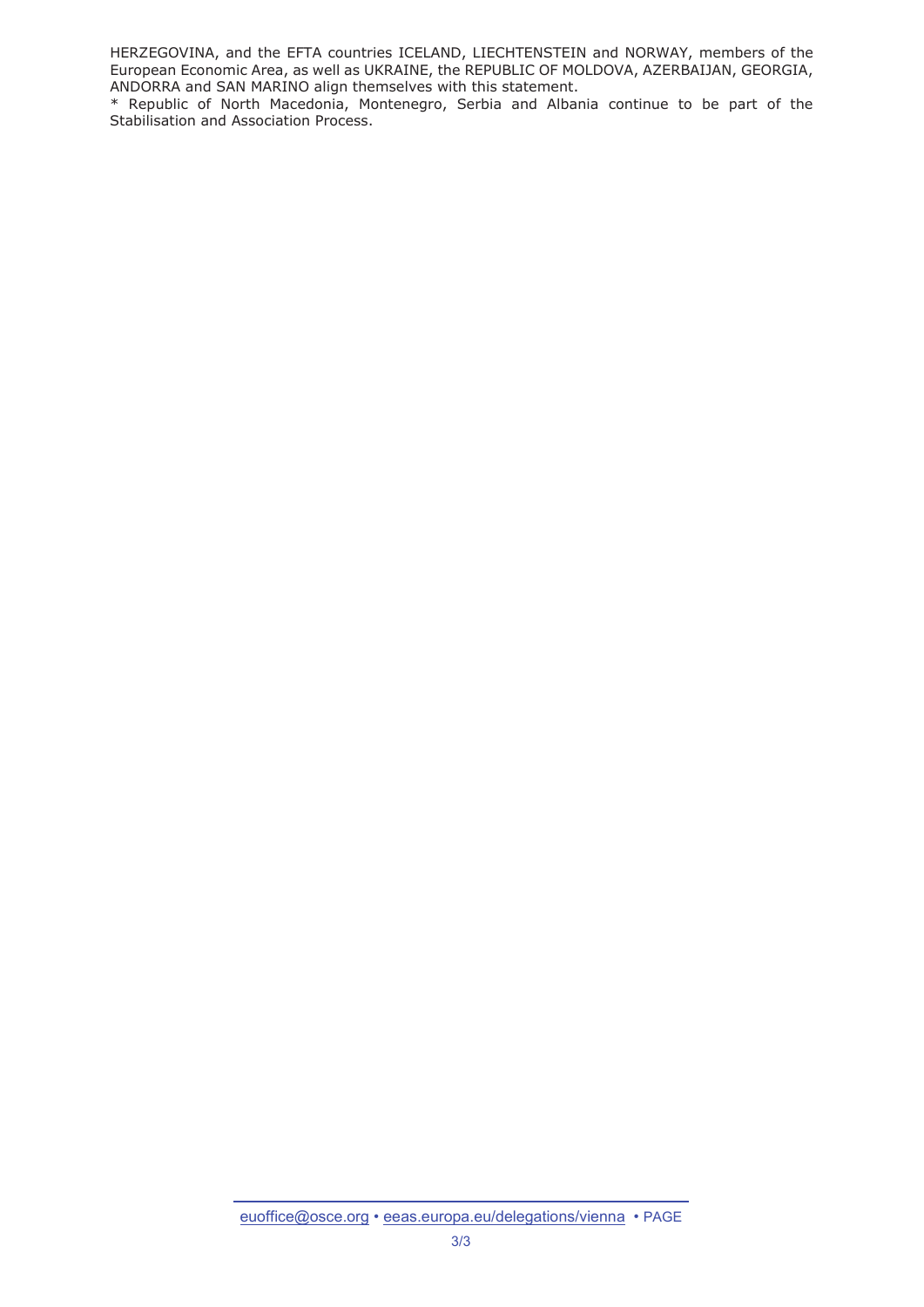HERZEGOVINA, and the EFTA countries ICELAND, LIECHTENSTEIN and NORWAY, members of the European Economic Area, as well as UKRAINE, the REPUBLIC OF MOLDOVA, AZERBAIJAN, GEORGIA, ANDORRA and SAN MARINO align themselves with this statement.

* Republic of North Macedonia, Montenegro, Serbia and Albania continue to be part of the Stabilisation and Association Process.